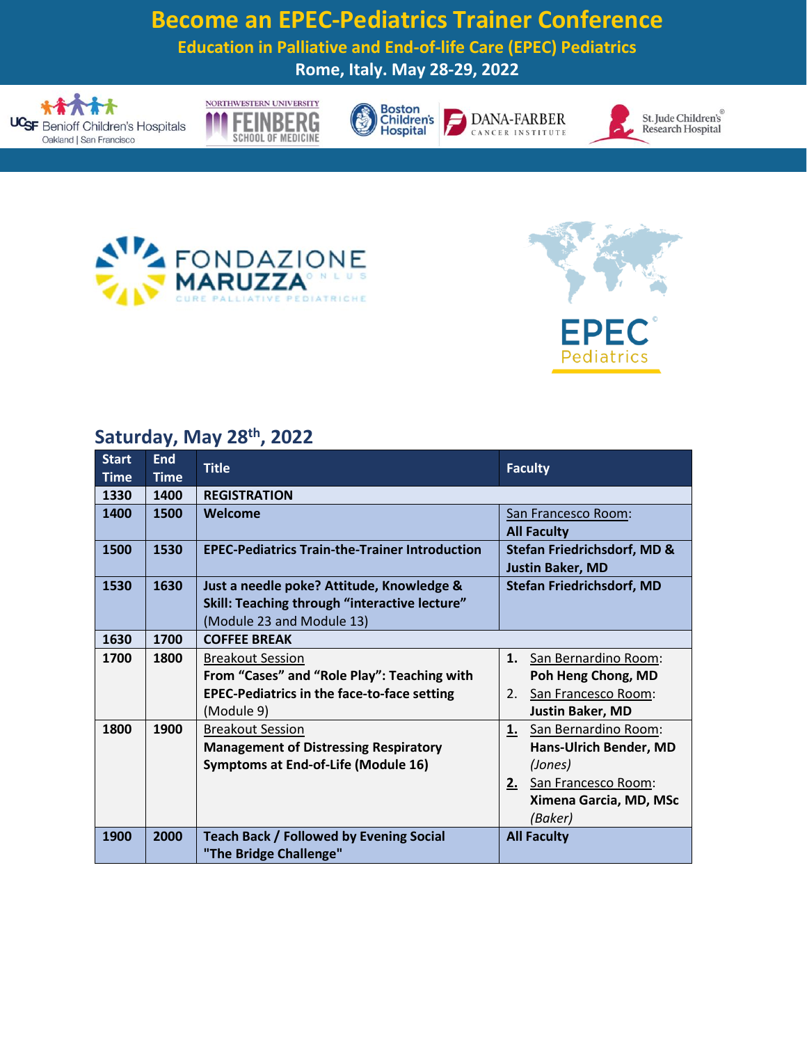# Become an EPEC-Pediatrics Trainer Conference

## Education in Palliative and End-of-life Care (EPEC) Pediatrics

**Rome, Italy. May 28-29, 2022**

## Saturday, May 28th, 2022

| Start Time | End Time | Title | Faculty |
|---|---|---|---|
| 1330 | 1400 | **REGISTRATION** | |
| 1400 | 1500 | **Welcome** | San Francesco Room: **All Faculty** |
| 1500 | 1530 | **EPEC-Pediatrics Train-the-Trainer Introduction** | **Stefan Friedrichsdorf, MD & Justin Baker, MD** |
| 1530 | 1630 | **Just a needle poke? Attitude, Knowledge & Skill: Teaching through "interactive lecture"** (Module 23 and Module 13) | **Stefan Friedrichsdorf, MD** |
| 1630 | 1700 | **COFFEE BREAK** | |
| 1700 | 1800 | Breakout Session **From "Cases" and "Role Play": Teaching with EPEC-Pediatrics in the face-to-face setting** (Module 9) | 1. San Bernardino Room: **Poh Heng Chong, MD** 2. San Francesco Room: **Justin Baker, MD** |
| 1800 | 1900 | Breakout Session **Management of Distressing Respiratory Symptoms at End-of-Life (Module 16)** | 1. San Bernardino Room: **Hans-Ulrich Bender, MD** *(Jones)* 2. San Francesco Room: **Ximena Garcia, MD, MSc** *(Baker)* |
| 1900 | 2000 | **Teach Back / Followed by Evening Social "The Bridge Challenge"** | **All Faculty** |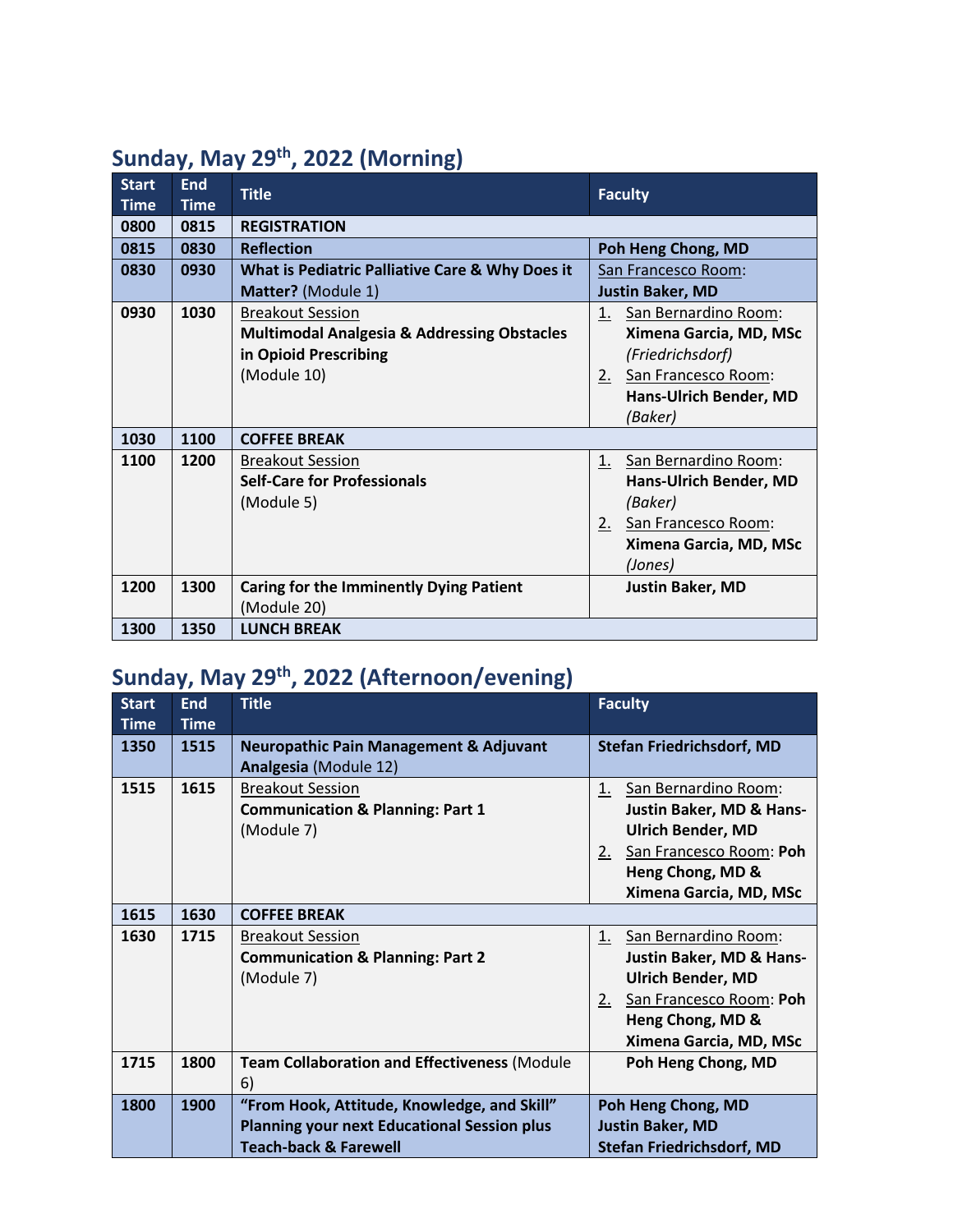## Sunday, May 29th, 2022 (Morning)

| Start Time | End Time | Title | Faculty |
|---|---|---|---|
| **0800** | **0815** | **REGISTRATION** | |
| **0815** | **0830** | **Reflection** | **Poh Heng Chong, MD** |
| **0830** | **0930** | **What is Pediatric Palliative Care & Why Does it Matter?** (Module 1) | San Francesco Room: **Justin Baker, MD** |
| **0930** | **1030** | Breakout Session<br>**Multimodal Analgesia & Addressing Obstacles in Opioid Prescribing**<br>(Module 10) | 1. San Bernardino Room: **Ximena Garcia, MD, MSc** *(Friedrichsdorf)*<br>2. San Francesco Room: **Hans-Ulrich Bender, MD** *(Baker)* |
| **1030** | **1100** | **COFFEE BREAK** | |
| **1100** | **1200** | Breakout Session<br>**Self-Care for Professionals**<br>(Module 5) | 1. San Bernardino Room: **Hans-Ulrich Bender, MD** *(Baker)*<br>2. San Francesco Room: **Ximena Garcia, MD, MSc** *(Jones)* |
| **1200** | **1300** | **Caring for the Imminently Dying Patient** (Module 20) | **Justin Baker, MD** |
| **1300** | **1350** | **LUNCH BREAK** | |

## Sunday, May 29th, 2022 (Afternoon/evening)

| Start Time | End Time | Title | Faculty |
|---|---|---|---|
| **1350** | **1515** | **Neuropathic Pain Management & Adjuvant Analgesia** (Module 12) | **Stefan Friedrichsdorf, MD** |
| **1515** | **1615** | Breakout Session<br>**Communication & Planning: Part 1**<br>(Module 7) | 1. San Bernardino Room: **Justin Baker, MD & Hans-Ulrich Bender, MD**<br>2. San Francesco Room: **Poh Heng Chong, MD & Ximena Garcia, MD, MSc** |
| **1615** | **1630** | **COFFEE BREAK** | |
| **1630** | **1715** | Breakout Session<br>**Communication & Planning: Part 2**<br>(Module 7) | 1. San Bernardino Room: **Justin Baker, MD & Hans-Ulrich Bender, MD**<br>2. San Francesco Room: **Poh Heng Chong, MD & Ximena Garcia, MD, MSc** |
| **1715** | **1800** | **Team Collaboration and Effectiveness** (Module 6) | **Poh Heng Chong, MD** |
| **1800** | **1900** | **"From Hook, Attitude, Knowledge, and Skill" Planning your next Educational Session plus Teach-back & Farewell** | **Poh Heng Chong, MD**<br>**Justin Baker, MD**<br>**Stefan Friedrichsdorf, MD** |